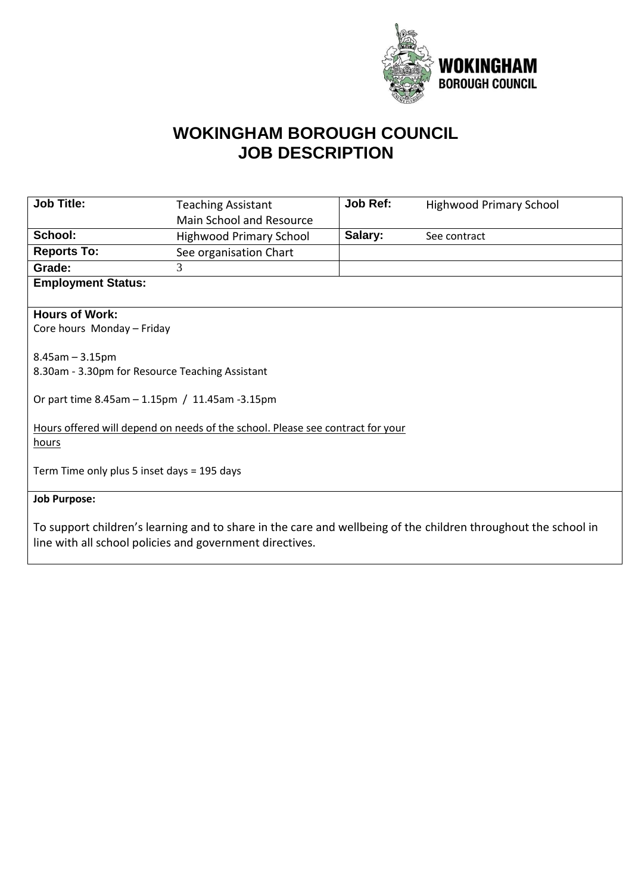WOKINGHAM BOROUGH COUNCIL

# WOKINGHAM BOROUGH COUNCIL
# JOB DESCRIPTION

| **Job Title:** | Teaching Assistant Main School and Resource | **Job Ref:** | Highwood Primary School |
|---|---|---|---|
| **School:** | Highwood Primary School | **Salary:** | See contract |
| **Reports To:** | See organisation Chart | | |
| **Grade:** | 3 | | |

**Employment Status:**

**Hours of Work:**

Core hours Monday – Friday

8.45am – 3.15pm
8.30am - 3.30pm for Resource Teaching Assistant

Or part time 8.45am – 1.15pm / 11.45am -3.15pm

<u>Hours offered will depend on needs of the school. Please see contract for your hours</u>

Term Time only plus 5 inset days = 195 days

**Job Purpose:**

To support children's learning and to share in the care and wellbeing of the children throughout the school in line with all school policies and government directives.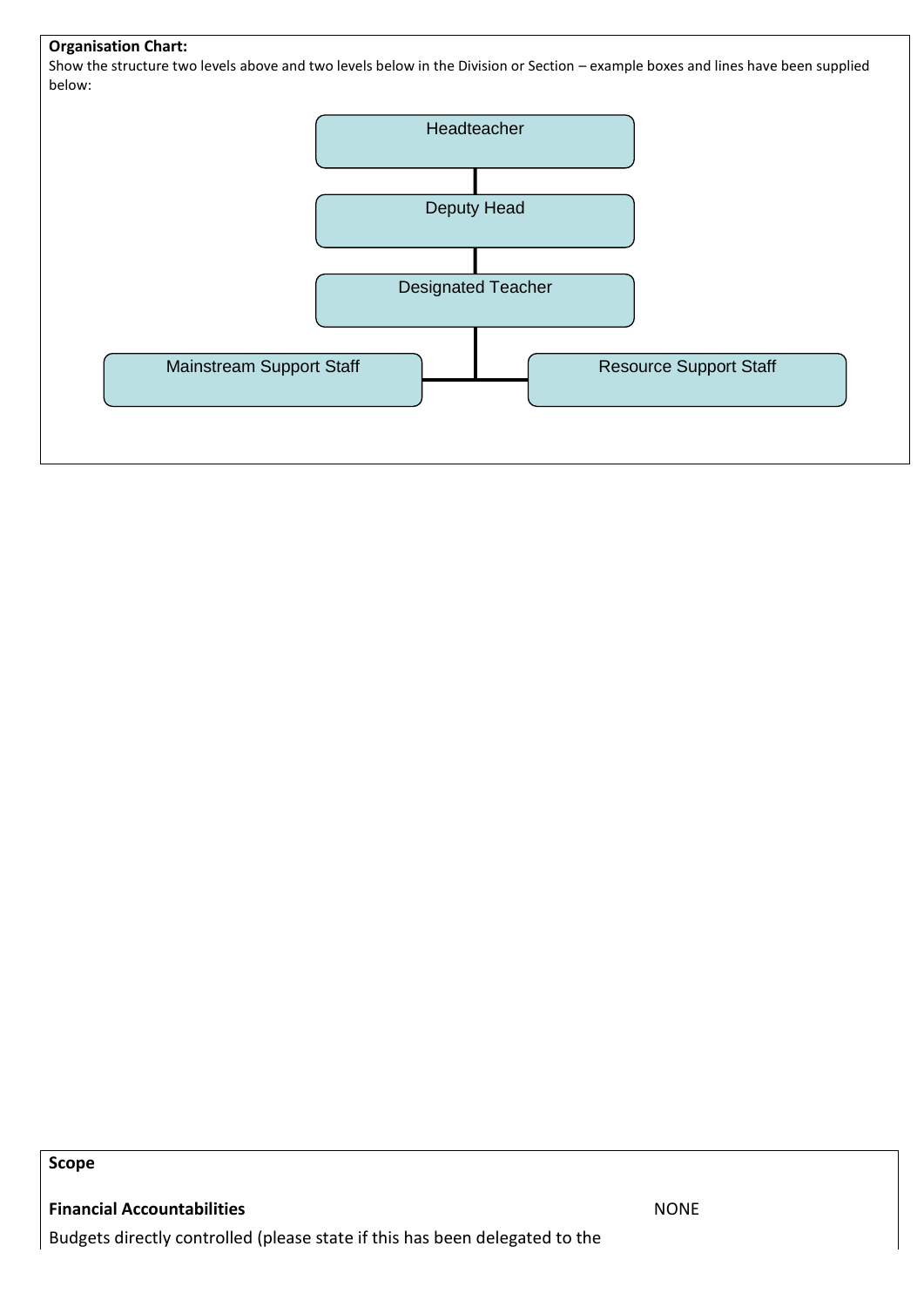**Organisation Chart:**

Show the structure two levels above and two levels below in the Division or Section – example boxes and lines have been supplied below:

- Headteacher
  - Deputy Head
    - Designated Teacher
      - Mainstream Support Staff
      - Resource Support Staff

**Scope**

**Financial Accountabilities** NONE

Budgets directly controlled (please state if this has been delegated to the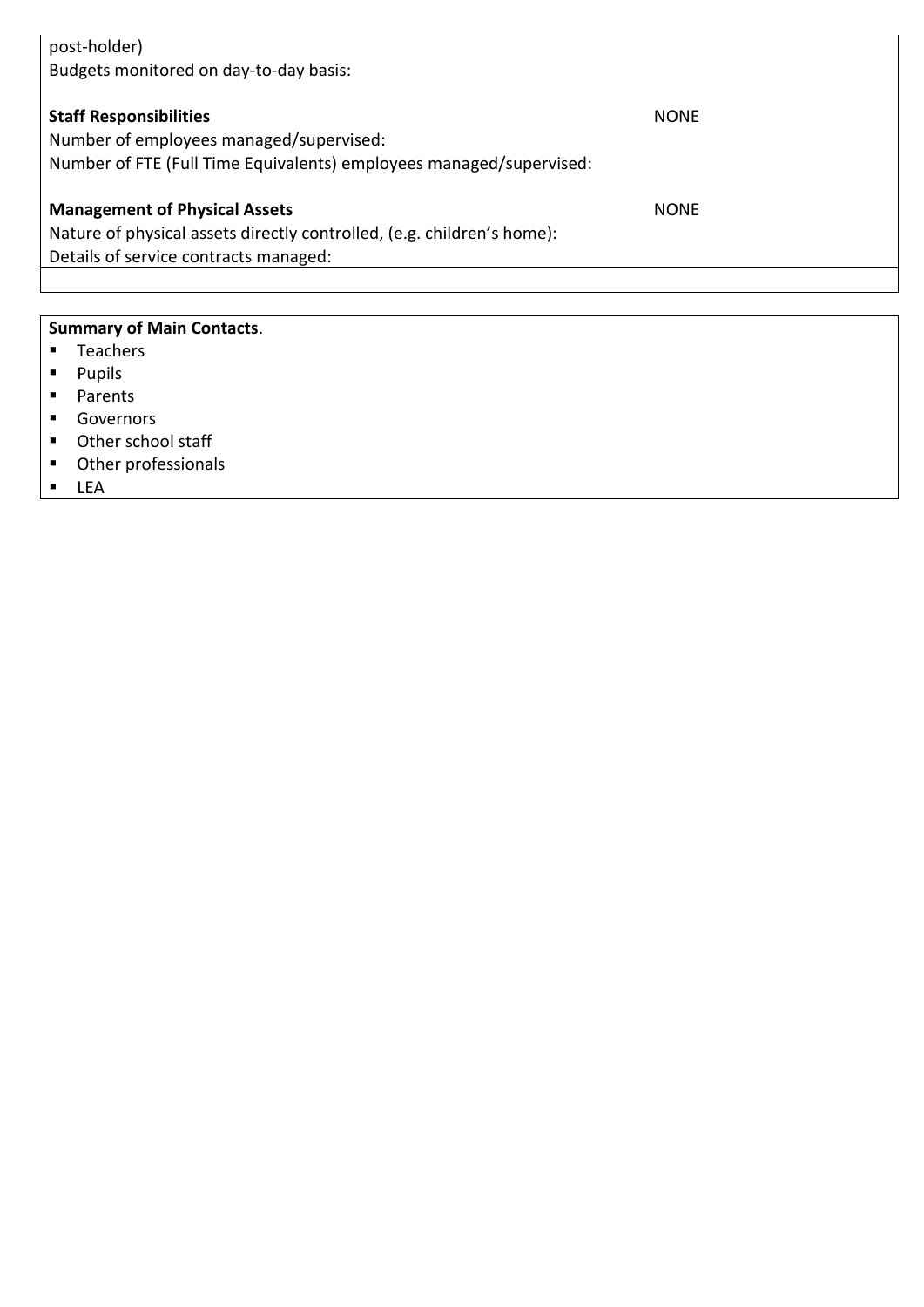post-holder)
Budgets monitored on day-to-day basis:

**Staff Responsibilities** NONE

Number of employees managed/supervised:
Number of FTE (Full Time Equivalents) employees managed/supervised:

**Management of Physical Assets** NONE

Nature of physical assets directly controlled, (e.g. children's home):
Details of service contracts managed:

**Summary of Main Contacts**.

- Teachers
- Pupils
- Parents
- Governors
- Other school staff
- Other professionals
- LEA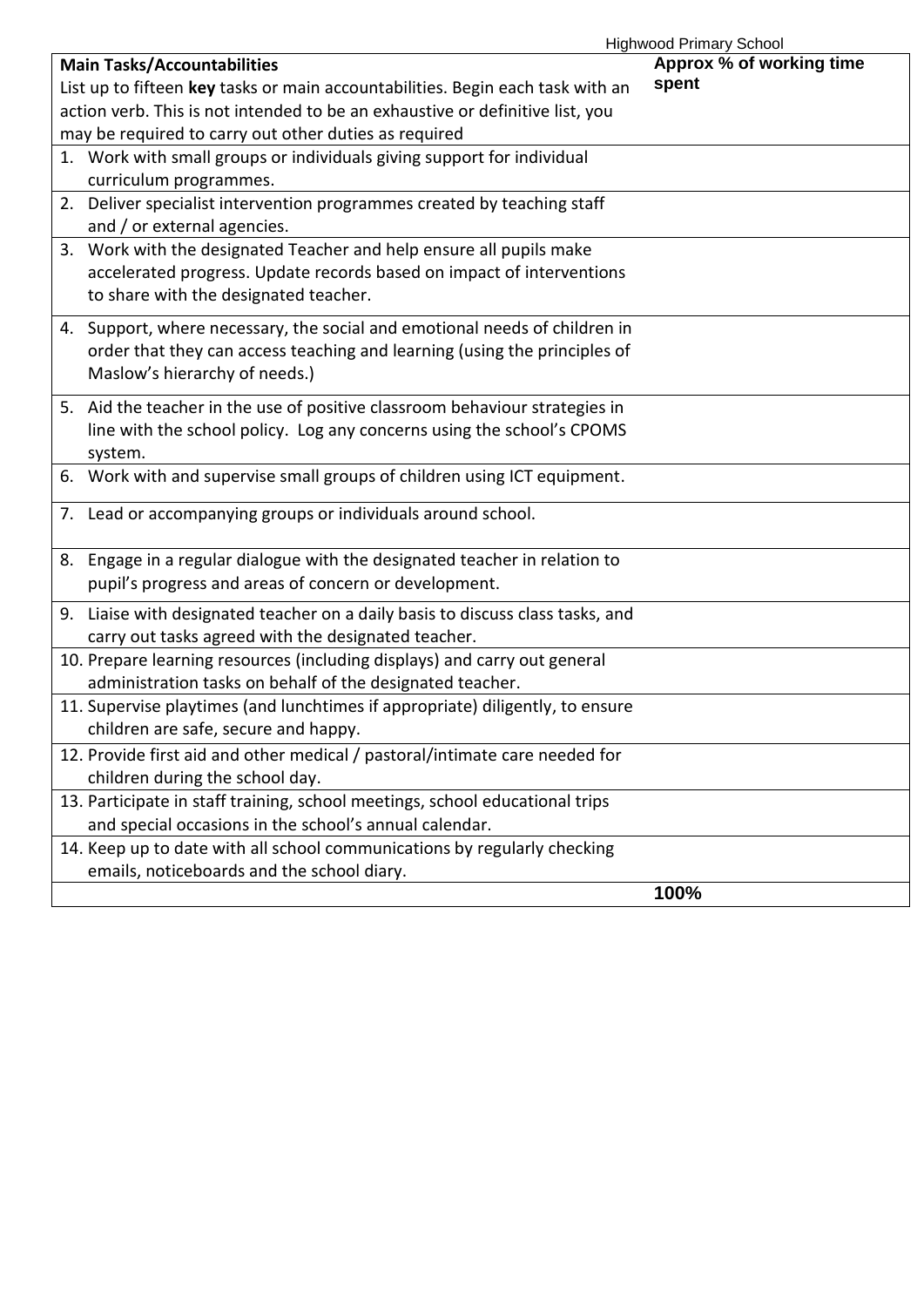| **Main Tasks/Accountabilities**<br>List up to fifteen **key** tasks or main accountabilities. Begin each task with an action verb. This is not intended to be an exhaustive or definitive list, you may be required to carry out other duties as required | **Approx % of working time spent** |
|---|---|
| 1. Work with small groups or individuals giving support for individual curriculum programmes. | |
| 2. Deliver specialist intervention programmes created by teaching staff and / or external agencies. | |
| 3. Work with the designated Teacher and help ensure all pupils make accelerated progress. Update records based on impact of interventions to share with the designated teacher. | |
| 4. Support, where necessary, the social and emotional needs of children in order that they can access teaching and learning (using the principles of Maslow's hierarchy of needs.) | |
| 5. Aid the teacher in the use of positive classroom behaviour strategies in line with the school policy. Log any concerns using the school's CPOMS system. | |
| 6. Work with and supervise small groups of children using ICT equipment. | |
| 7. Lead or accompanying groups or individuals around school. | |
| 8. Engage in a regular dialogue with the designated teacher in relation to pupil's progress and areas of concern or development. | |
| 9. Liaise with designated teacher on a daily basis to discuss class tasks, and carry out tasks agreed with the designated teacher. | |
| 10. Prepare learning resources (including displays) and carry out general administration tasks on behalf of the designated teacher. | |
| 11. Supervise playtimes (and lunchtimes if appropriate) diligently, to ensure children are safe, secure and happy. | |
| 12. Provide first aid and other medical / pastoral/intimate care needed for children during the school day. | |
| 13. Participate in staff training, school meetings, school educational trips and special occasions in the school's annual calendar. | |
| 14. Keep up to date with all school communications by regularly checking emails, noticeboards and the school diary. | |
| | **100%** |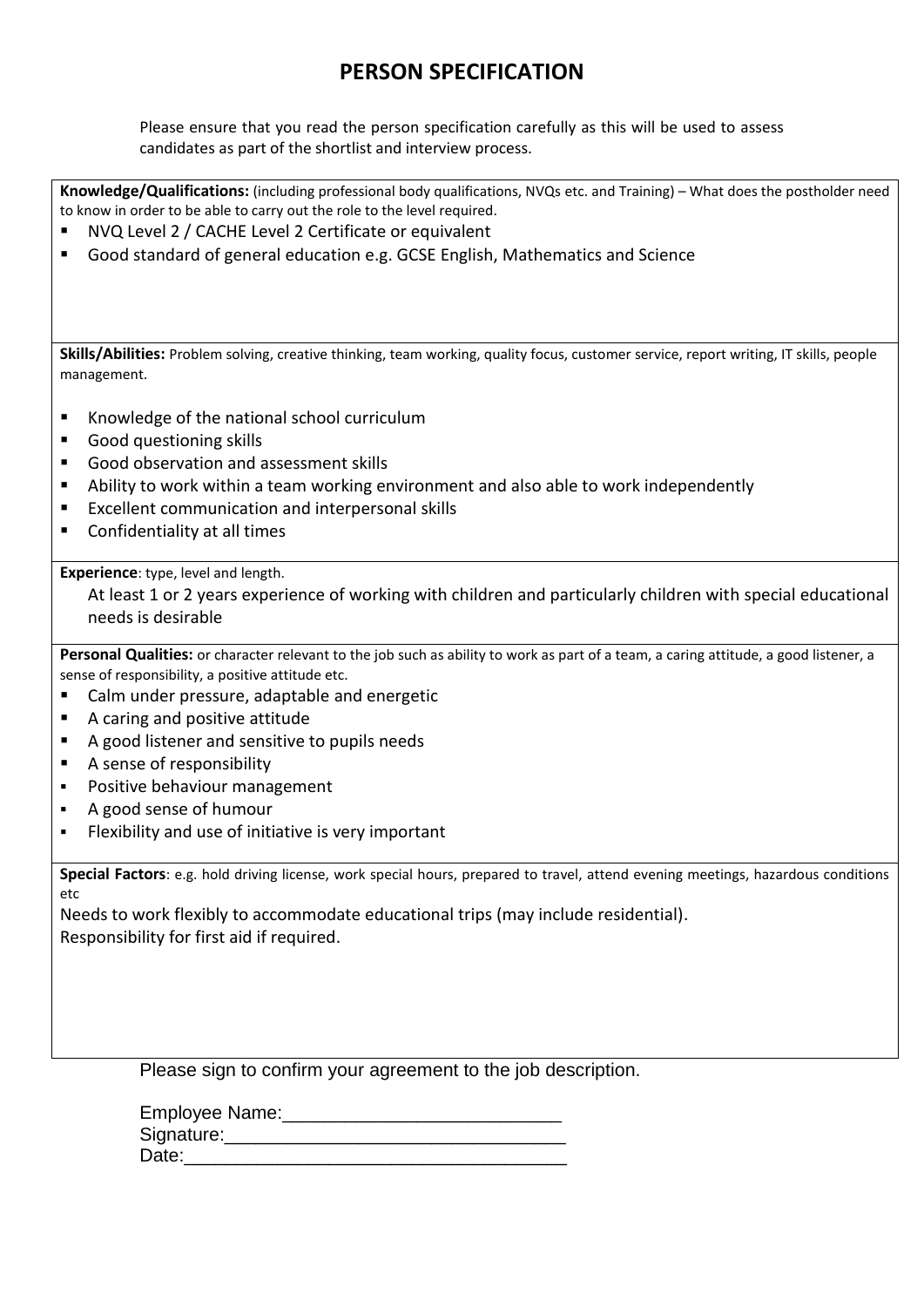# PERSON SPECIFICATION

Please ensure that you read the person specification carefully as this will be used to assess candidates as part of the shortlist and interview process.

**Knowledge/Qualifications:** (including professional body qualifications, NVQs etc. and Training) – What does the postholder need to know in order to be able to carry out the role to the level required.

- NVQ Level 2 / CACHE Level 2 Certificate or equivalent
- Good standard of general education e.g. GCSE English, Mathematics and Science

**Skills/Abilities:** Problem solving, creative thinking, team working, quality focus, customer service, report writing, IT skills, people management.

- Knowledge of the national school curriculum
- Good questioning skills
- Good observation and assessment skills
- Ability to work within a team working environment and also able to work independently
- Excellent communication and interpersonal skills
- Confidentiality at all times

**Experience**: type, level and length.

At least 1 or 2 years experience of working with children and particularly children with special educational needs is desirable

**Personal Qualities:** or character relevant to the job such as ability to work as part of a team, a caring attitude, a good listener, a sense of responsibility, a positive attitude etc.

- Calm under pressure, adaptable and energetic
- A caring and positive attitude
- A good listener and sensitive to pupils needs
- A sense of responsibility
- Positive behaviour management
- A good sense of humour
- Flexibility and use of initiative is very important

**Special Factors**: e.g. hold driving license, work special hours, prepared to travel, attend evening meetings, hazardous conditions etc

Needs to work flexibly to accommodate educational trips (may include residential).
Responsibility for first aid if required.

Please sign to confirm your agreement to the job description.

Employee Name:___________________________
Signature:_________________________________
Date:_____________________________________